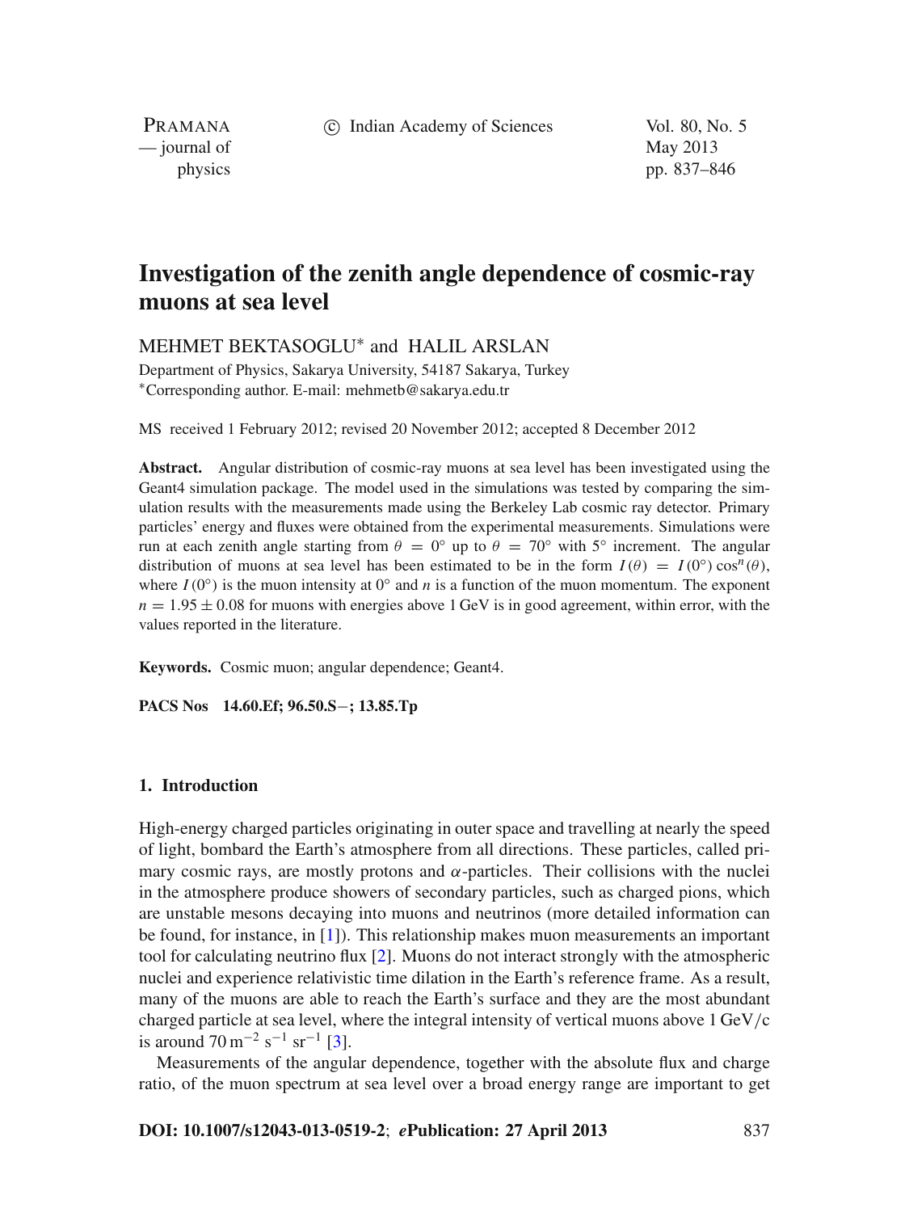# Investigation of the zenith angle dependence of cosmic-ray muons at sea level

MEHMET BEKTASOGLU* and HALIL ARSLAN

Department of Physics, Sakarya University, 54187 Sakarya, Turkey
*Corresponding author. E-mail: mehmetb@sakarya.edu.tr

MS received 1 February 2012; revised 20 November 2012; accepted 8 December 2012

**Abstract.** Angular distribution of cosmic-ray muons at sea level has been investigated using the Geant4 simulation package. The model used in the simulations was tested by comparing the simulation results with the measurements made using the Berkeley Lab cosmic ray detector. Primary particles' energy and fluxes were obtained from the experimental measurements. Simulations were run at each zenith angle starting from $\theta = 0^\circ$ up to $\theta = 70^\circ$ with $5^\circ$ increment. The angular distribution of muons at sea level has been estimated to be in the form $I(\theta) = I(0^\circ)\cos^n(\theta)$, where $I(0^\circ)$ is the muon intensity at $0^\circ$ and $n$ is a function of the muon momentum. The exponent $n = 1.95 \pm 0.08$ for muons with energies above 1 GeV is in good agreement, within error, with the values reported in the literature.

**Keywords.** Cosmic muon; angular dependence; Geant4.

**PACS Nos** **14.60.Ef; 96.50.S−; 13.85.Tp**

## 1. Introduction

High-energy charged particles originating in outer space and travelling at nearly the speed of light, bombard the Earth's atmosphere from all directions. These particles, called primary cosmic rays, are mostly protons and $\alpha$-particles. Their collisions with the nuclei in the atmosphere produce showers of secondary particles, such as charged pions, which are unstable mesons decaying into muons and neutrinos (more detailed information can be found, for instance, in [1]). This relationship makes muon measurements an important tool for calculating neutrino flux [2]. Muons do not interact strongly with the atmospheric nuclei and experience relativistic time dilation in the Earth's reference frame. As a result, many of the muons are able to reach the Earth's surface and they are the most abundant charged particle at sea level, where the integral intensity of vertical muons above 1 GeV/c is around $70\,\mathrm{m}^{-2}\,\mathrm{s}^{-1}\,\mathrm{sr}^{-1}$ [3].

Measurements of the angular dependence, together with the absolute flux and charge ratio, of the muon spectrum at sea level over a broad energy range are important to get

**DOI: 10.1007/s12043-013-0519-2**; ***e*Publication: 27 April 2013**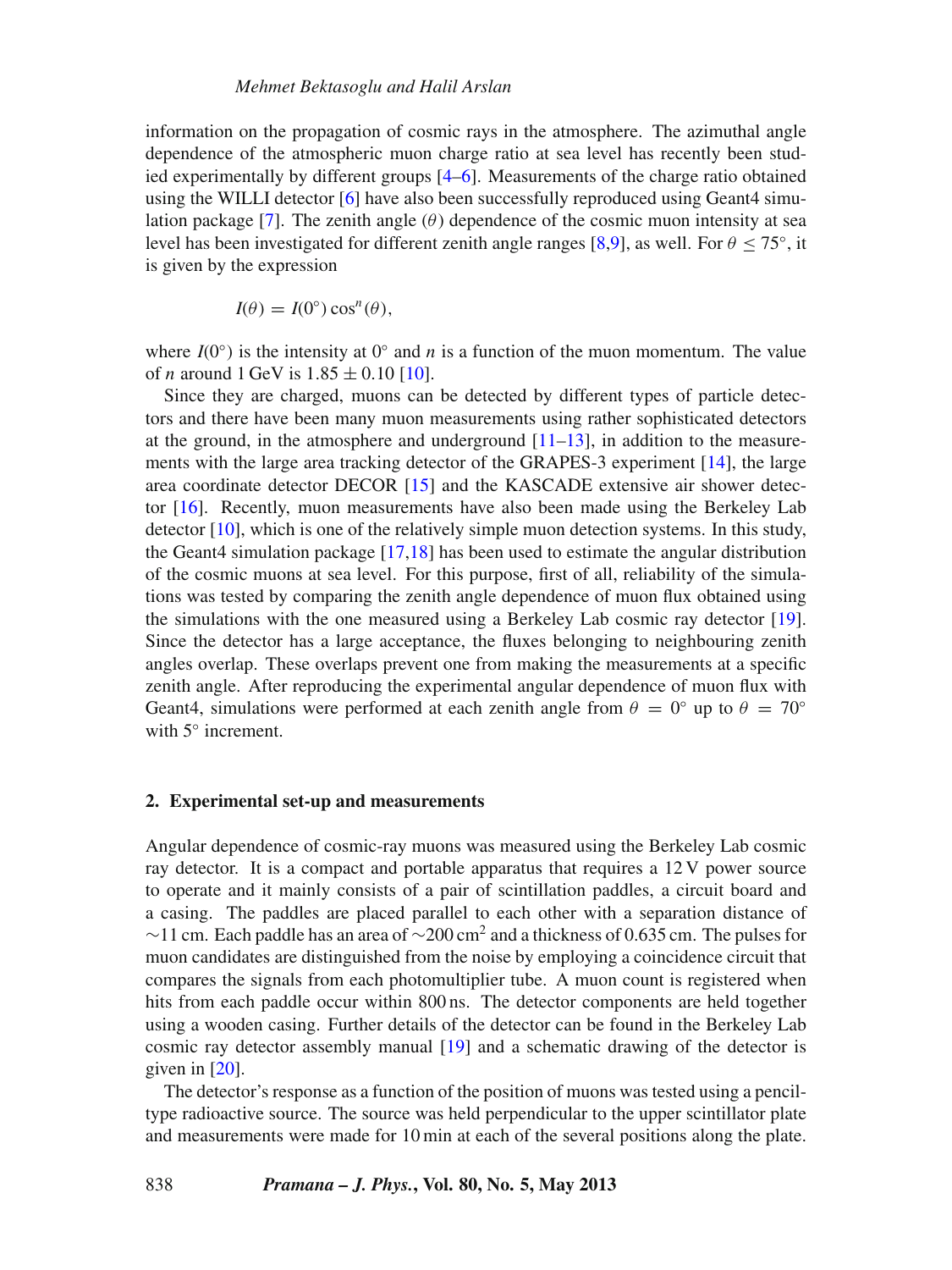information on the propagation of cosmic rays in the atmosphere. The azimuthal angle dependence of the atmospheric muon charge ratio at sea level has recently been studied experimentally by different groups [4–6]. Measurements of the charge ratio obtained using the WILLI detector [6] have also been successfully reproduced using Geant4 simulation package [7]. The zenith angle ($\theta$) dependence of the cosmic muon intensity at sea level has been investigated for different zenith angle ranges [8,9], as well. For $\theta \leq 75°$, it is given by the expression

$$I(\theta) = I(0°)\cos^n(\theta),$$

where $I(0°)$ is the intensity at 0° and $n$ is a function of the muon momentum. The value of $n$ around 1 GeV is $1.85 \pm 0.10$ [10].

Since they are charged, muons can be detected by different types of particle detectors and there have been many muon measurements using rather sophisticated detectors at the ground, in the atmosphere and underground [11–13], in addition to the measurements with the large area tracking detector of the GRAPES-3 experiment [14], the large area coordinate detector DECOR [15] and the KASCADE extensive air shower detector [16]. Recently, muon measurements have also been made using the Berkeley Lab detector [10], which is one of the relatively simple muon detection systems. In this study, the Geant4 simulation package [17,18] has been used to estimate the angular distribution of the cosmic muons at sea level. For this purpose, first of all, reliability of the simulations was tested by comparing the zenith angle dependence of muon flux obtained using the simulations with the one measured using a Berkeley Lab cosmic ray detector [19]. Since the detector has a large acceptance, the fluxes belonging to neighbouring zenith angles overlap. These overlaps prevent one from making the measurements at a specific zenith angle. After reproducing the experimental angular dependence of muon flux with Geant4, simulations were performed at each zenith angle from $\theta = 0°$ up to $\theta = 70°$ with 5° increment.

## 2. Experimental set-up and measurements

Angular dependence of cosmic-ray muons was measured using the Berkeley Lab cosmic ray detector. It is a compact and portable apparatus that requires a 12 V power source to operate and it mainly consists of a pair of scintillation paddles, a circuit board and a casing. The paddles are placed parallel to each other with a separation distance of ~11 cm. Each paddle has an area of ~200 $cm^2$ and a thickness of 0.635 cm. The pulses for muon candidates are distinguished from the noise by employing a coincidence circuit that compares the signals from each photomultiplier tube. A muon count is registered when hits from each paddle occur within 800 ns. The detector components are held together using a wooden casing. Further details of the detector can be found in the Berkeley Lab cosmic ray detector assembly manual [19] and a schematic drawing of the detector is given in [20].

The detector's response as a function of the position of muons was tested using a pencil-type radioactive source. The source was held perpendicular to the upper scintillator plate and measurements were made for 10 min at each of the several positions along the plate.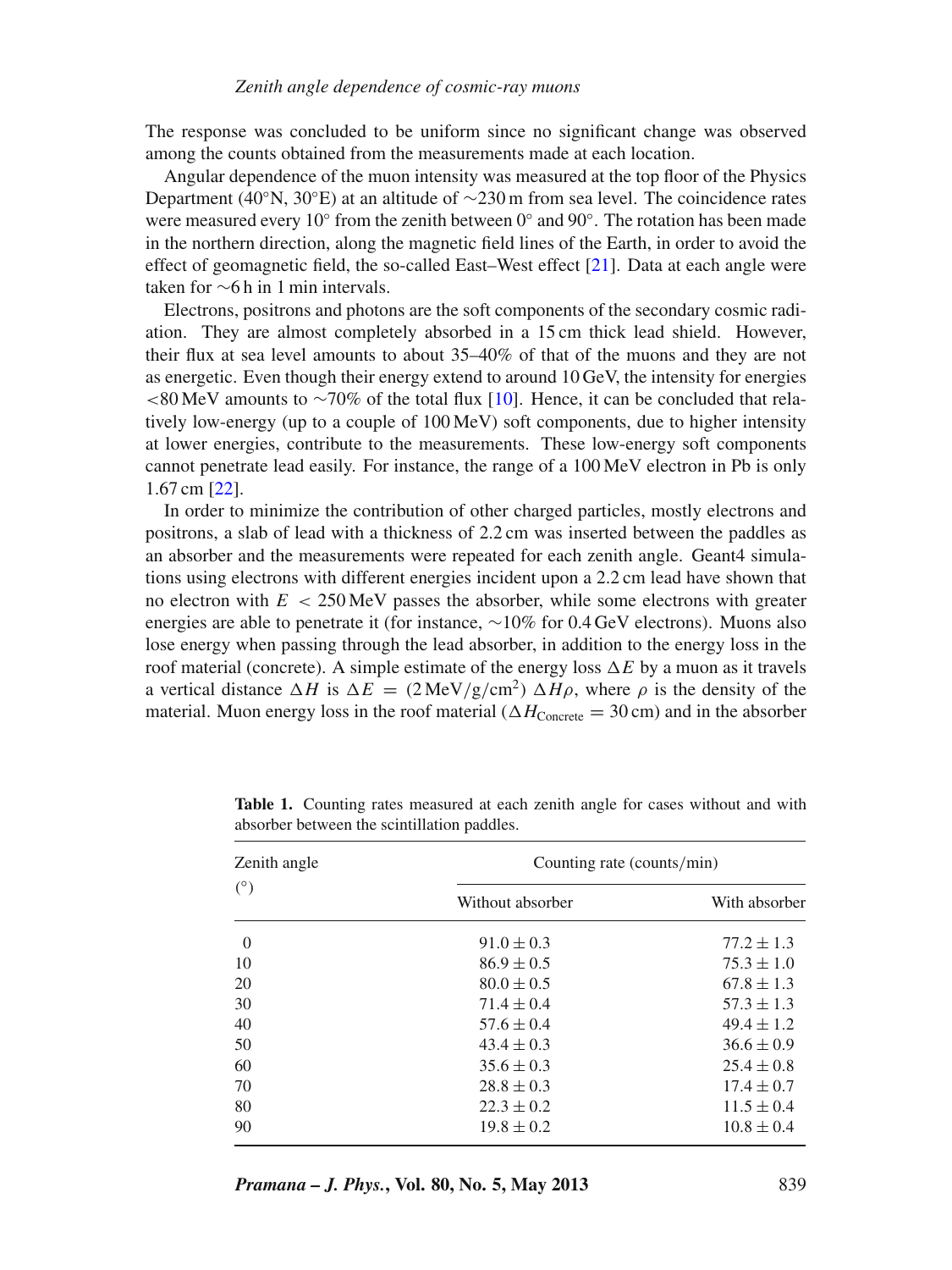The response was concluded to be uniform since no significant change was observed among the counts obtained from the measurements made at each location.

Angular dependence of the muon intensity was measured at the top floor of the Physics Department (40°N, 30°E) at an altitude of ∼230 m from sea level. The coincidence rates were measured every 10° from the zenith between 0° and 90°. The rotation has been made in the northern direction, along the magnetic field lines of the Earth, in order to avoid the effect of geomagnetic field, the so-called East–West effect [21]. Data at each angle were taken for ∼6 h in 1 min intervals.

Electrons, positrons and photons are the soft components of the secondary cosmic radiation. They are almost completely absorbed in a 15 cm thick lead shield. However, their flux at sea level amounts to about 35–40% of that of the muons and they are not as energetic. Even though their energy extend to around 10 GeV, the intensity for energies <80 MeV amounts to ∼70% of the total flux [10]. Hence, it can be concluded that relatively low-energy (up to a couple of 100 MeV) soft components, due to higher intensity at lower energies, contribute to the measurements. These low-energy soft components cannot penetrate lead easily. For instance, the range of a 100 MeV electron in Pb is only 1.67 cm [22].

In order to minimize the contribution of other charged particles, mostly electrons and positrons, a slab of lead with a thickness of 2.2 cm was inserted between the paddles as an absorber and the measurements were repeated for each zenith angle. Geant4 simulations using electrons with different energies incident upon a 2.2 cm lead have shown that no electron with $E < 250$ MeV passes the absorber, while some electrons with greater energies are able to penetrate it (for instance, ∼10% for 0.4 GeV electrons). Muons also lose energy when passing through the lead absorber, in addition to the energy loss in the roof material (concrete). A simple estimate of the energy loss $\Delta E$ by a muon as it travels a vertical distance $\Delta H$ is $\Delta E = (2\,\text{MeV/g/cm}^2)\,\Delta H\rho$, where $\rho$ is the density of the material. Muon energy loss in the roof material ($\Delta H_{\text{Concrete}} = 30$ cm) and in the absorber

**Table 1.** Counting rates measured at each zenith angle for cases without and with absorber between the scintillation paddles.

| Zenith angle (°) | Counting rate (counts/min) | |
|---|---|---|
| | Without absorber | With absorber |
| 0 | $91.0 \pm 0.3$ | $77.2 \pm 1.3$ |
| 10 | $86.9 \pm 0.5$ | $75.3 \pm 1.0$ |
| 20 | $80.0 \pm 0.5$ | $67.8 \pm 1.3$ |
| 30 | $71.4 \pm 0.4$ | $57.3 \pm 1.3$ |
| 40 | $57.6 \pm 0.4$ | $49.4 \pm 1.2$ |
| 50 | $43.4 \pm 0.3$ | $36.6 \pm 0.9$ |
| 60 | $35.6 \pm 0.3$ | $25.4 \pm 0.8$ |
| 70 | $28.8 \pm 0.3$ | $17.4 \pm 0.7$ |
| 80 | $22.3 \pm 0.2$ | $11.5 \pm 0.4$ |
| 90 | $19.8 \pm 0.2$ | $10.8 \pm 0.4$ |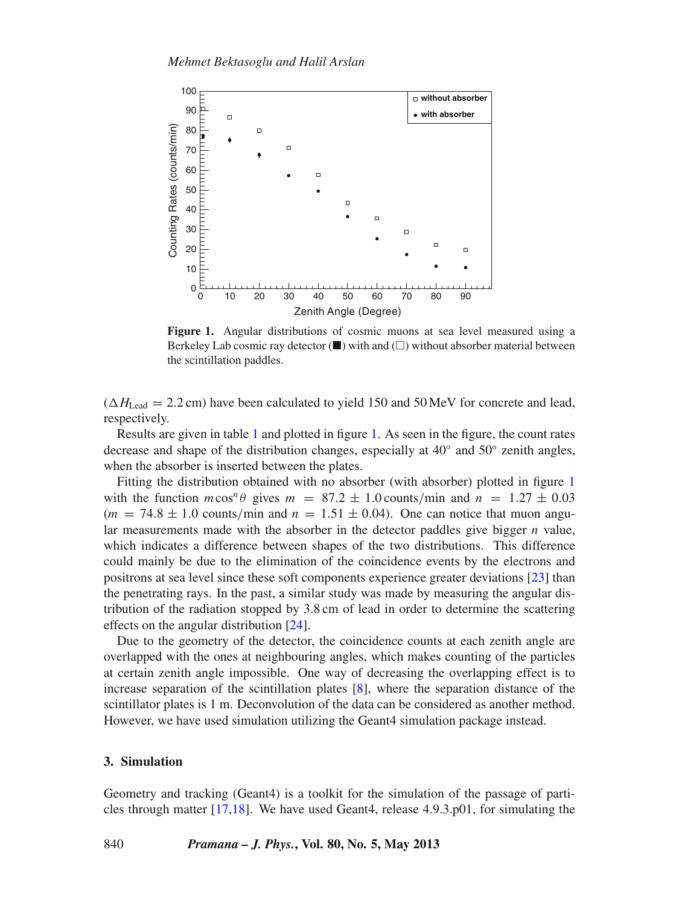Figure 1. Angular distributions of cosmic muons at sea level measured using a Berkeley Lab cosmic ray detector (■) with and (□) without absorber material between the scintillation paddles.

($\Delta H_{\text{Lead}} = 2.2$ cm) have been calculated to yield 150 and 50 MeV for concrete and lead, respectively.

Results are given in table 1 and plotted in figure 1. As seen in the figure, the count rates decrease and shape of the distribution changes, especially at 40° and 50° zenith angles, when the absorber is inserted between the plates.

Fitting the distribution obtained with no absorber (with absorber) plotted in figure 1 with the function $m \cos^n \theta$ gives $m = 87.2 \pm 1.0$ counts/min and $n = 1.27 \pm 0.03$ ($m = 74.8 \pm 1.0$ counts/min and $n = 1.51 \pm 0.04$). One can notice that muon angular measurements made with the absorber in the detector paddles give bigger $n$ value, which indicates a difference between shapes of the two distributions. This difference could mainly be due to the elimination of the coincidence events by the electrons and positrons at sea level since these soft components experience greater deviations [23] than the penetrating rays. In the past, a similar study was made by measuring the angular distribution of the radiation stopped by 3.8 cm of lead in order to determine the scattering effects on the angular distribution [24].

Due to the geometry of the detector, the coincidence counts at each zenith angle are overlapped with the ones at neighbouring angles, which makes counting of the particles at certain zenith angle impossible. One way of decreasing the overlapping effect is to increase separation of the scintillation plates [8], where the separation distance of the scintillator plates is 1 m. Deconvolution of the data can be considered as another method. However, we have used simulation utilizing the Geant4 simulation package instead.

## 3. Simulation

Geometry and tracking (Geant4) is a toolkit for the simulation of the passage of particles through matter [17,18]. We have used Geant4, release 4.9.3.p01, for simulating the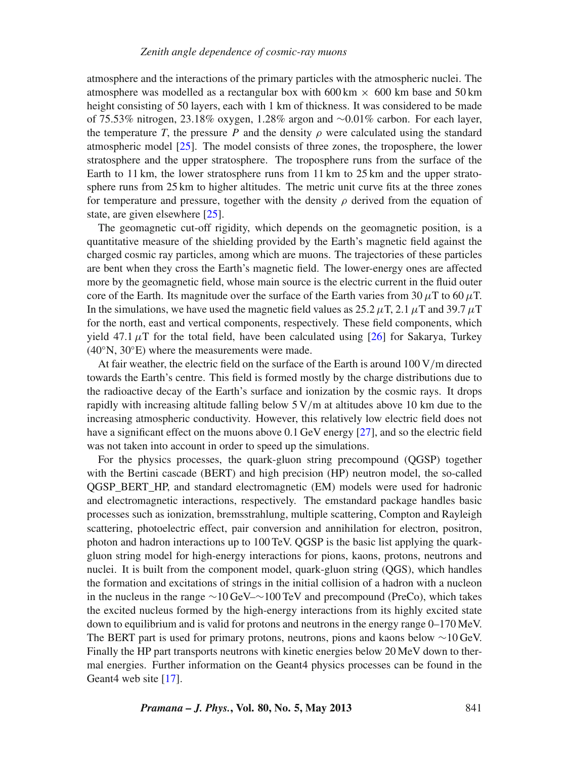atmosphere and the interactions of the primary particles with the atmospheric nuclei. The atmosphere was modelled as a rectangular box with 600 km × 600 km base and 50 km height consisting of 50 layers, each with 1 km of thickness. It was considered to be made of 75.53% nitrogen, 23.18% oxygen, 1.28% argon and ∼0.01% carbon. For each layer, the temperature $T$, the pressure $P$ and the density $\rho$ were calculated using the standard atmospheric model [25]. The model consists of three zones, the troposphere, the lower stratosphere and the upper stratosphere. The troposphere runs from the surface of the Earth to 11 km, the lower stratosphere runs from 11 km to 25 km and the upper stratosphere runs from 25 km to higher altitudes. The metric unit curve fits at the three zones for temperature and pressure, together with the density $\rho$ derived from the equation of state, are given elsewhere [25].

The geomagnetic cut-off rigidity, which depends on the geomagnetic position, is a quantitative measure of the shielding provided by the Earth's magnetic field against the charged cosmic ray particles, among which are muons. The trajectories of these particles are bent when they cross the Earth's magnetic field. The lower-energy ones are affected more by the geomagnetic field, whose main source is the electric current in the fluid outer core of the Earth. Its magnitude over the surface of the Earth varies from 30 $\mu$T to 60 $\mu$T. In the simulations, we have used the magnetic field values as 25.2 $\mu$T, 2.1 $\mu$T and 39.7 $\mu$T for the north, east and vertical components, respectively. These field components, which yield 47.1 $\mu$T for the total field, have been calculated using [26] for Sakarya, Turkey (40°N, 30°E) where the measurements were made.

At fair weather, the electric field on the surface of the Earth is around 100 V/m directed towards the Earth's centre. This field is formed mostly by the charge distributions due to the radioactive decay of the Earth's surface and ionization by the cosmic rays. It drops rapidly with increasing altitude falling below 5 V/m at altitudes above 10 km due to the increasing atmospheric conductivity. However, this relatively low electric field does not have a significant effect on the muons above 0.1 GeV energy [27], and so the electric field was not taken into account in order to speed up the simulations.

For the physics processes, the quark-gluon string precompound (QGSP) together with the Bertini cascade (BERT) and high precision (HP) neutron model, the so-called QGSP_BERT_HP, and standard electromagnetic (EM) models were used for hadronic and electromagnetic interactions, respectively. The emstandard package handles basic processes such as ionization, bremsstrahlung, multiple scattering, Compton and Rayleigh scattering, photoelectric effect, pair conversion and annihilation for electron, positron, photon and hadron interactions up to 100 TeV. QGSP is the basic list applying the quark-gluon string model for high-energy interactions for pions, kaons, protons, neutrons and nuclei. It is built from the component model, quark-gluon string (QGS), which handles the formation and excitations of strings in the initial collision of a hadron with a nucleon in the nucleus in the range ∼10 GeV–∼100 TeV and precompound (PreCo), which takes the excited nucleus formed by the high-energy interactions from its highly excited state down to equilibrium and is valid for protons and neutrons in the energy range 0–170 MeV. The BERT part is used for primary protons, neutrons, pions and kaons below ∼10 GeV. Finally the HP part transports neutrons with kinetic energies below 20 MeV down to thermal energies. Further information on the Geant4 physics processes can be found in the Geant4 web site [17].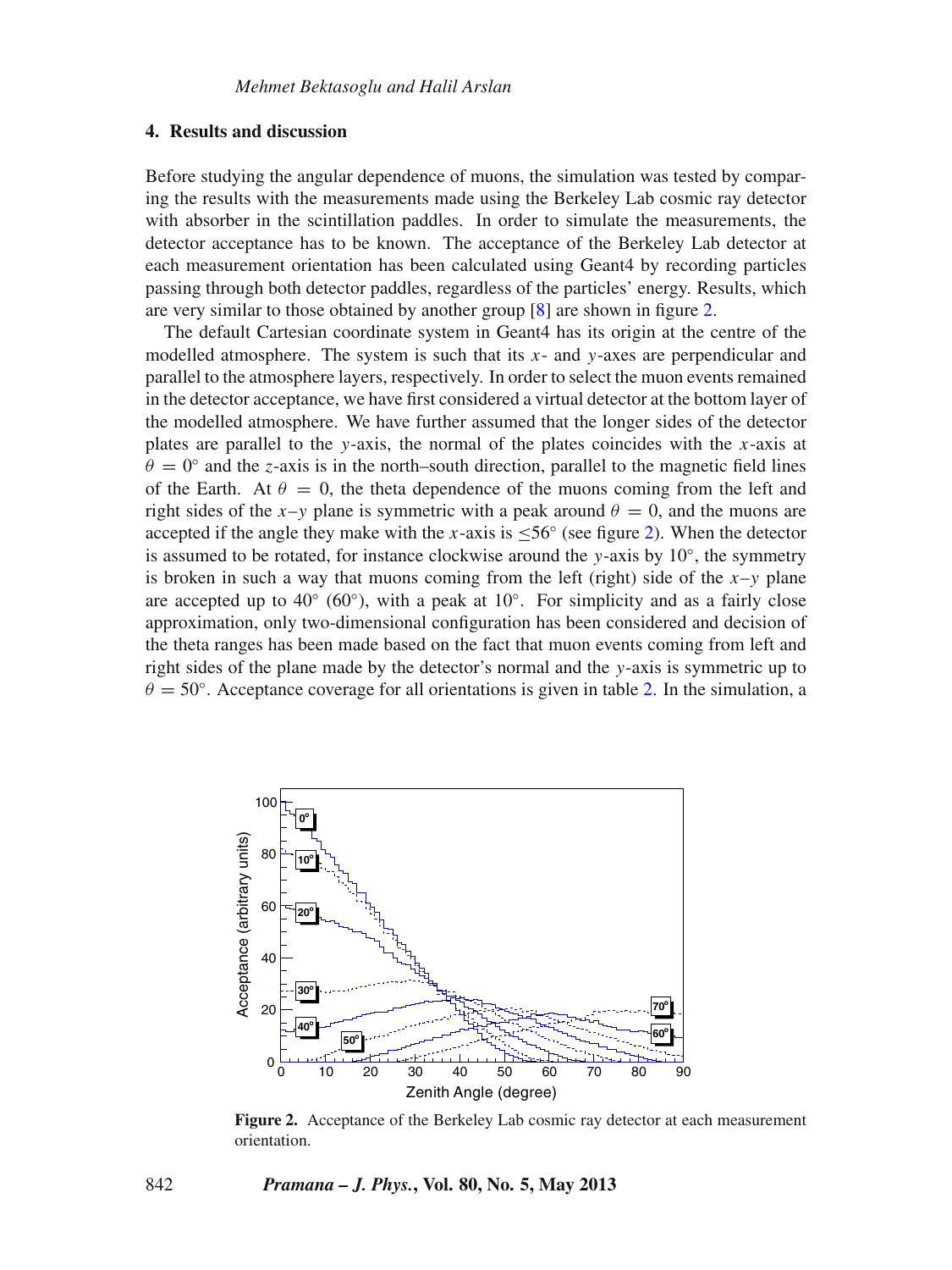## 4. Results and discussion

Before studying the angular dependence of muons, the simulation was tested by comparing the results with the measurements made using the Berkeley Lab cosmic ray detector with absorber in the scintillation paddles. In order to simulate the measurements, the detector acceptance has to be known. The acceptance of the Berkeley Lab detector at each measurement orientation has been calculated using Geant4 by recording particles passing through both detector paddles, regardless of the particles' energy. Results, which are very similar to those obtained by another group [8] are shown in figure 2.

The default Cartesian coordinate system in Geant4 has its origin at the centre of the modelled atmosphere. The system is such that its $x$- and $y$-axes are perpendicular and parallel to the atmosphere layers, respectively. In order to select the muon events remained in the detector acceptance, we have first considered a virtual detector at the bottom layer of the modelled atmosphere. We have further assumed that the longer sides of the detector plates are parallel to the $y$-axis, the normal of the plates coincides with the $x$-axis at $\theta = 0°$ and the $z$-axis is in the north–south direction, parallel to the magnetic field lines of the Earth. At $\theta = 0$, the theta dependence of the muons coming from the left and right sides of the $x$–$y$ plane is symmetric with a peak around $\theta = 0$, and the muons are accepted if the angle they make with the $x$-axis is $\leq 56°$ (see figure 2). When the detector is assumed to be rotated, for instance clockwise around the $y$-axis by 10°, the symmetry is broken in such a way that muons coming from the left (right) side of the $x$–$y$ plane are accepted up to 40° (60°), with a peak at 10°. For simplicity and as a fairly close approximation, only two-dimensional configuration has been considered and decision of the theta ranges has been made based on the fact that muon events coming from left and right sides of the plane made by the detector's normal and the $y$-axis is symmetric up to $\theta = 50°$. Acceptance coverage for all orientations is given in table 2. In the simulation, a

**Figure 2.** Acceptance of the Berkeley Lab cosmic ray detector at each measurement orientation.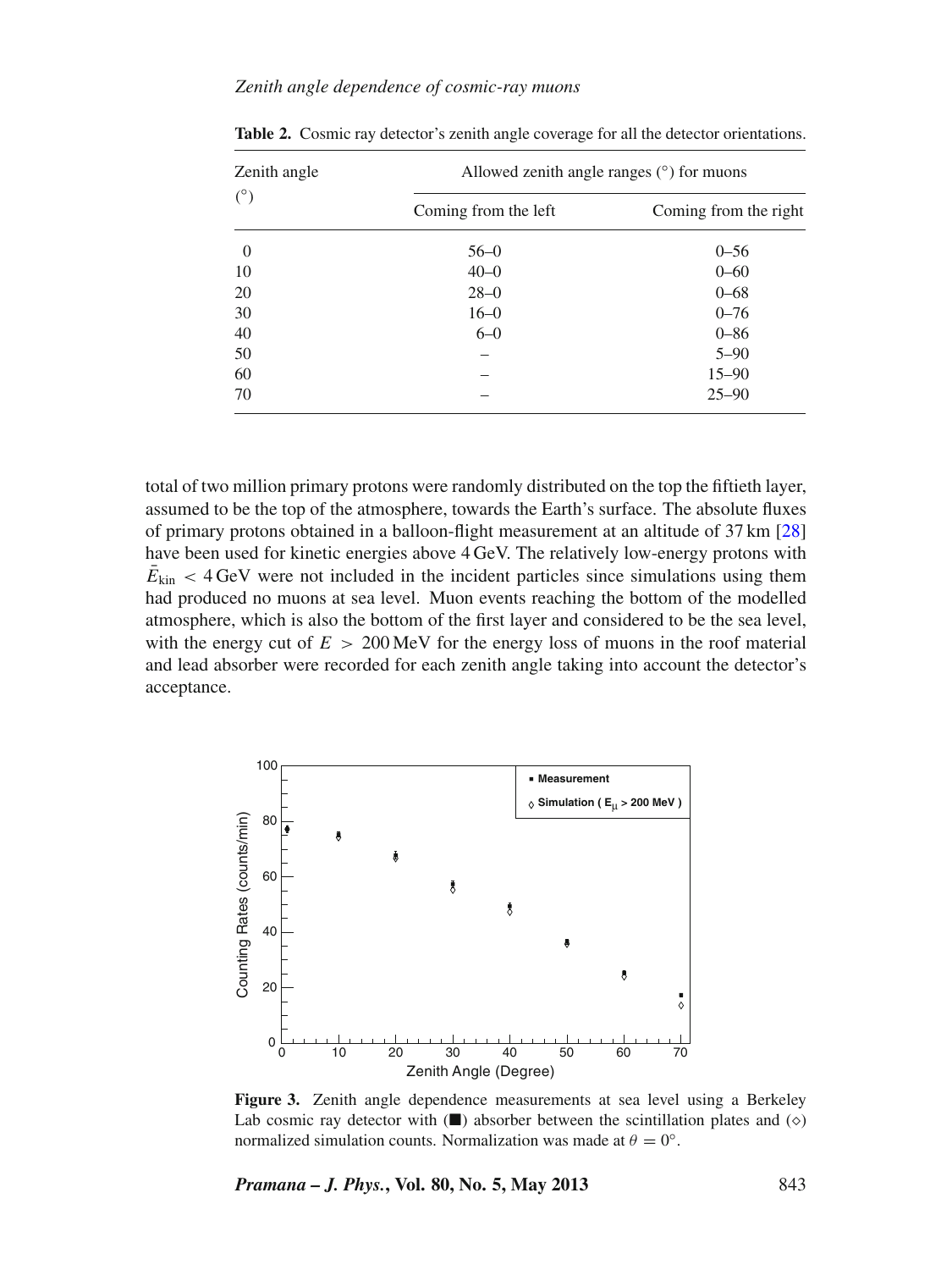**Table 2.** Cosmic ray detector's zenith angle coverage for all the detector orientations.

| Zenith angle (°) | Allowed zenith angle ranges (°) for muons | |
|---|---|---|
| | Coming from the left | Coming from the right |
| 0 | 56–0 | 0–56 |
| 10 | 40–0 | 0–60 |
| 20 | 28–0 | 0–68 |
| 30 | 16–0 | 0–76 |
| 40 | 6–0 | 0–86 |
| 50 | – | 5–90 |
| 60 | – | 15–90 |
| 70 | – | 25–90 |

total of two million primary protons were randomly distributed on the top the fiftieth layer, assumed to be the top of the atmosphere, towards the Earth's surface. The absolute fluxes of primary protons obtained in a balloon-flight measurement at an altitude of 37 km [28] have been used for kinetic energies above 4 GeV. The relatively low-energy protons with $\bar{E}_{\mathrm{kin}} < 4$ GeV were not included in the incident particles since simulations using them had produced no muons at sea level. Muon events reaching the bottom of the modelled atmosphere, which is also the bottom of the first layer and considered to be the sea level, with the energy cut of $E > 200$ MeV for the energy loss of muons in the roof material and lead absorber were recorded for each zenith angle taking into account the detector's acceptance.

**Figure 3.** Zenith angle dependence measurements at sea level using a Berkeley Lab cosmic ray detector with (■) absorber between the scintillation plates and (◇) normalized simulation counts. Normalization was made at $\theta = 0°$.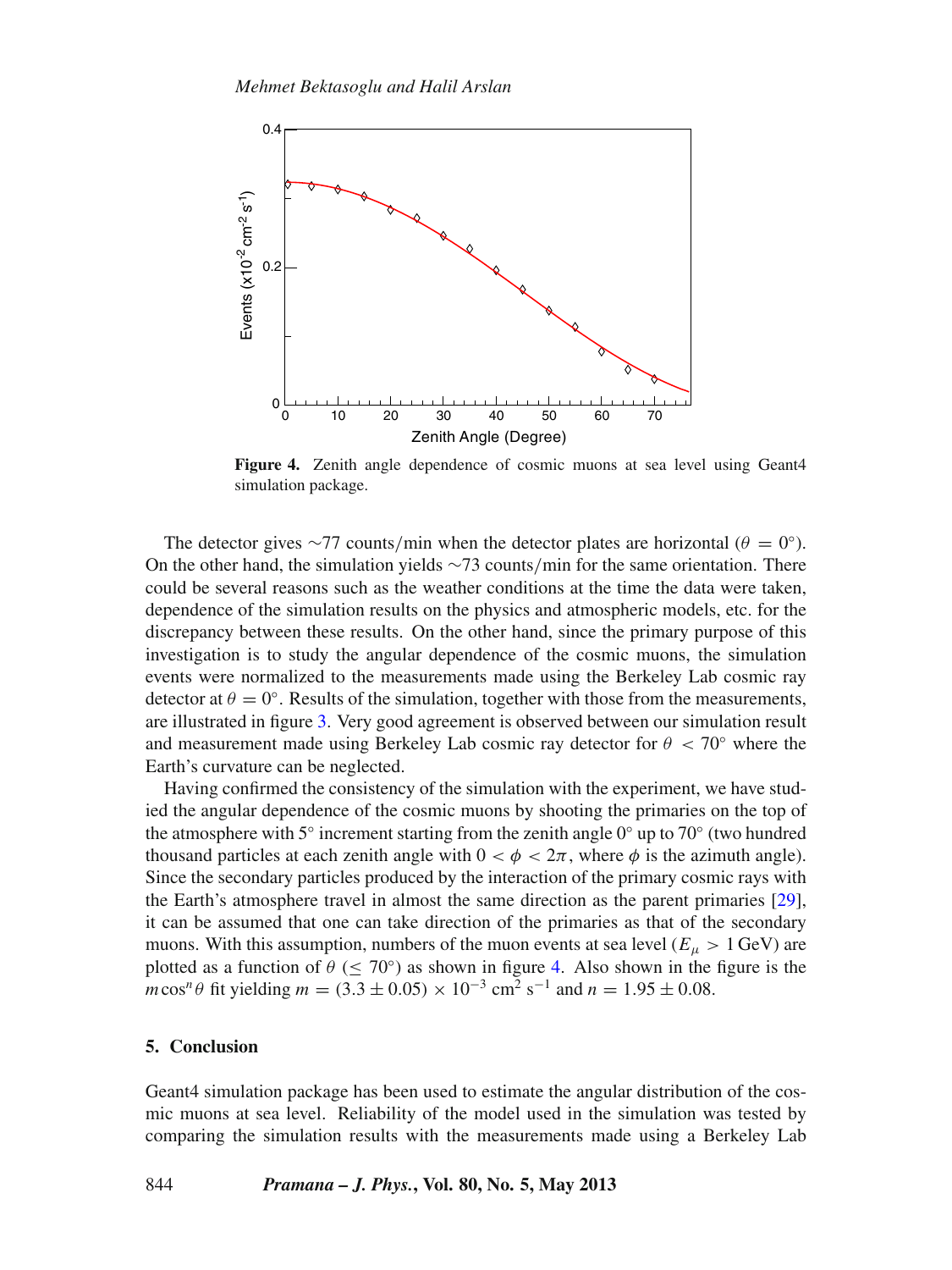**Figure 4.** Zenith angle dependence of cosmic muons at sea level using Geant4 simulation package.

The detector gives ∼77 counts/min when the detector plates are horizontal ($\theta = 0^\circ$). On the other hand, the simulation yields ∼73 counts/min for the same orientation. There could be several reasons such as the weather conditions at the time the data were taken, dependence of the simulation results on the physics and atmospheric models, etc. for the discrepancy between these results. On the other hand, since the primary purpose of this investigation is to study the angular dependence of the cosmic muons, the simulation events were normalized to the measurements made using the Berkeley Lab cosmic ray detector at $\theta = 0^\circ$. Results of the simulation, together with those from the measurements, are illustrated in figure 3. Very good agreement is observed between our simulation result and measurement made using Berkeley Lab cosmic ray detector for $\theta < 70^\circ$ where the Earth's curvature can be neglected.

Having confirmed the consistency of the simulation with the experiment, we have studied the angular dependence of the cosmic muons by shooting the primaries on the top of the atmosphere with $5^\circ$ increment starting from the zenith angle $0^\circ$ up to $70^\circ$ (two hundred thousand particles at each zenith angle with $0 < \phi < 2\pi$, where $\phi$ is the azimuth angle). Since the secondary particles produced by the interaction of the primary cosmic rays with the Earth's atmosphere travel in almost the same direction as the parent primaries [29], it can be assumed that one can take direction of the primaries as that of the secondary muons. With this assumption, numbers of the muon events at sea level ($E_\mu > 1$ GeV) are plotted as a function of $\theta$ ($\leq 70^\circ$) as shown in figure 4. Also shown in the figure is the $m \cos^n \theta$ fit yielding $m = (3.3 \pm 0.05) \times 10^{-3}$ cm$^2$ s$^{-1}$ and $n = 1.95 \pm 0.08$.

## 5. Conclusion

Geant4 simulation package has been used to estimate the angular distribution of the cosmic muons at sea level. Reliability of the model used in the simulation was tested by comparing the simulation results with the measurements made using a Berkeley Lab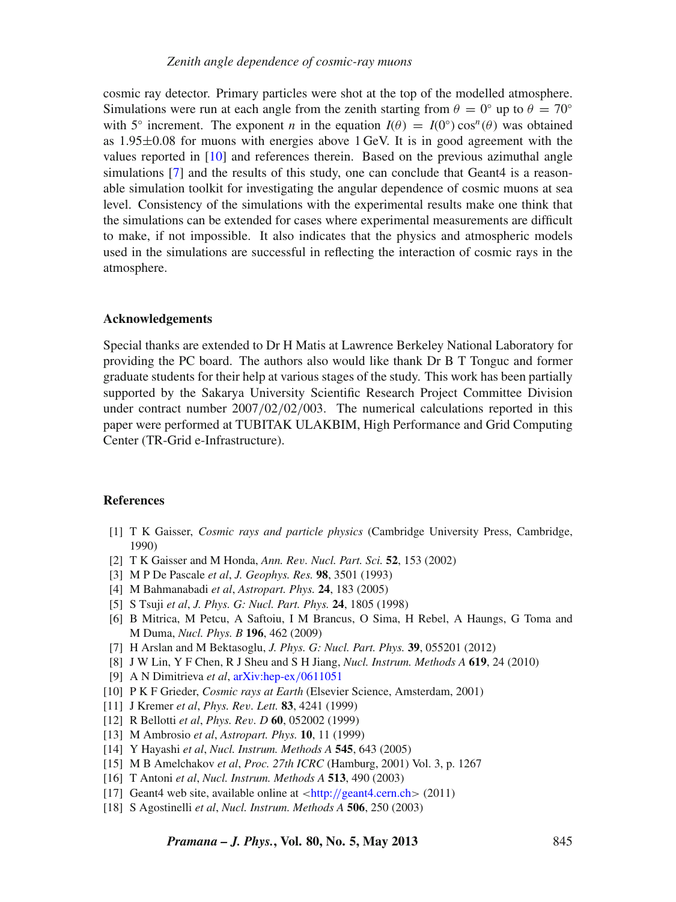cosmic ray detector. Primary particles were shot at the top of the modelled atmosphere. Simulations were run at each angle from the zenith starting from $\theta = 0^\circ$ up to $\theta = 70^\circ$ with $5^\circ$ increment. The exponent $n$ in the equation $I(\theta) = I(0^\circ)\cos^n(\theta)$ was obtained as $1.95\pm0.08$ for muons with energies above 1 GeV. It is in good agreement with the values reported in [10] and references therein. Based on the previous azimuthal angle simulations [7] and the results of this study, one can conclude that Geant4 is a reasonable simulation toolkit for investigating the angular dependence of cosmic muons at sea level. Consistency of the simulations with the experimental results make one think that the simulations can be extended for cases where experimental measurements are difficult to make, if not impossible. It also indicates that the physics and atmospheric models used in the simulations are successful in reflecting the interaction of cosmic rays in the atmosphere.

## Acknowledgements

Special thanks are extended to Dr H Matis at Lawrence Berkeley National Laboratory for providing the PC board. The authors also would like thank Dr B T Tonguc and former graduate students for their help at various stages of the study. This work has been partially supported by the Sakarya University Scientific Research Project Committee Division under contract number 2007/02/02/003. The numerical calculations reported in this paper were performed at TUBITAK ULAKBIM, High Performance and Grid Computing Center (TR-Grid e-Infrastructure).

## References

[1] T K Gaisser, *Cosmic rays and particle physics* (Cambridge University Press, Cambridge, 1990)
[2] T K Gaisser and M Honda, *Ann. Rev. Nucl. Part. Sci.* **52**, 153 (2002)
[3] M P De Pascale *et al*, *J. Geophys. Res.* **98**, 3501 (1993)
[4] M Bahmanabadi *et al*, *Astropart. Phys.* **24**, 183 (2005)
[5] S Tsuji *et al*, *J. Phys. G: Nucl. Part. Phys.* **24**, 1805 (1998)
[6] B Mitrica, M Petcu, A Saftoiu, I M Brancus, O Sima, H Rebel, A Haungs, G Toma and M Duma, *Nucl. Phys. B* **196**, 462 (2009)
[7] H Arslan and M Bektasoglu, *J. Phys. G: Nucl. Part. Phys.* **39**, 055201 (2012)
[8] J W Lin, Y F Chen, R J Sheu and S H Jiang, *Nucl. Instrum. Methods A* **619**, 24 (2010)
[9] A N Dimitrieva *et al*, arXiv:hep-ex/0611051
[10] P K F Grieder, *Cosmic rays at Earth* (Elsevier Science, Amsterdam, 2001)
[11] J Kremer *et al*, *Phys. Rev. Lett.* **83**, 4241 (1999)
[12] R Bellotti *et al*, *Phys. Rev. D* **60**, 052002 (1999)
[13] M Ambrosio *et al*, *Astropart. Phys.* **10**, 11 (1999)
[14] Y Hayashi *et al*, *Nucl. Instrum. Methods A* **545**, 643 (2005)
[15] M B Amelchakov *et al*, *Proc. 27th ICRC* (Hamburg, 2001) Vol. 3, p. 1267
[16] T Antoni *et al*, *Nucl. Instrum. Methods A* **513**, 490 (2003)
[17] Geant4 web site, available online at <http://geant4.cern.ch> (2011)
[18] S Agostinelli *et al*, *Nucl. Instrum. Methods A* **506**, 250 (2003)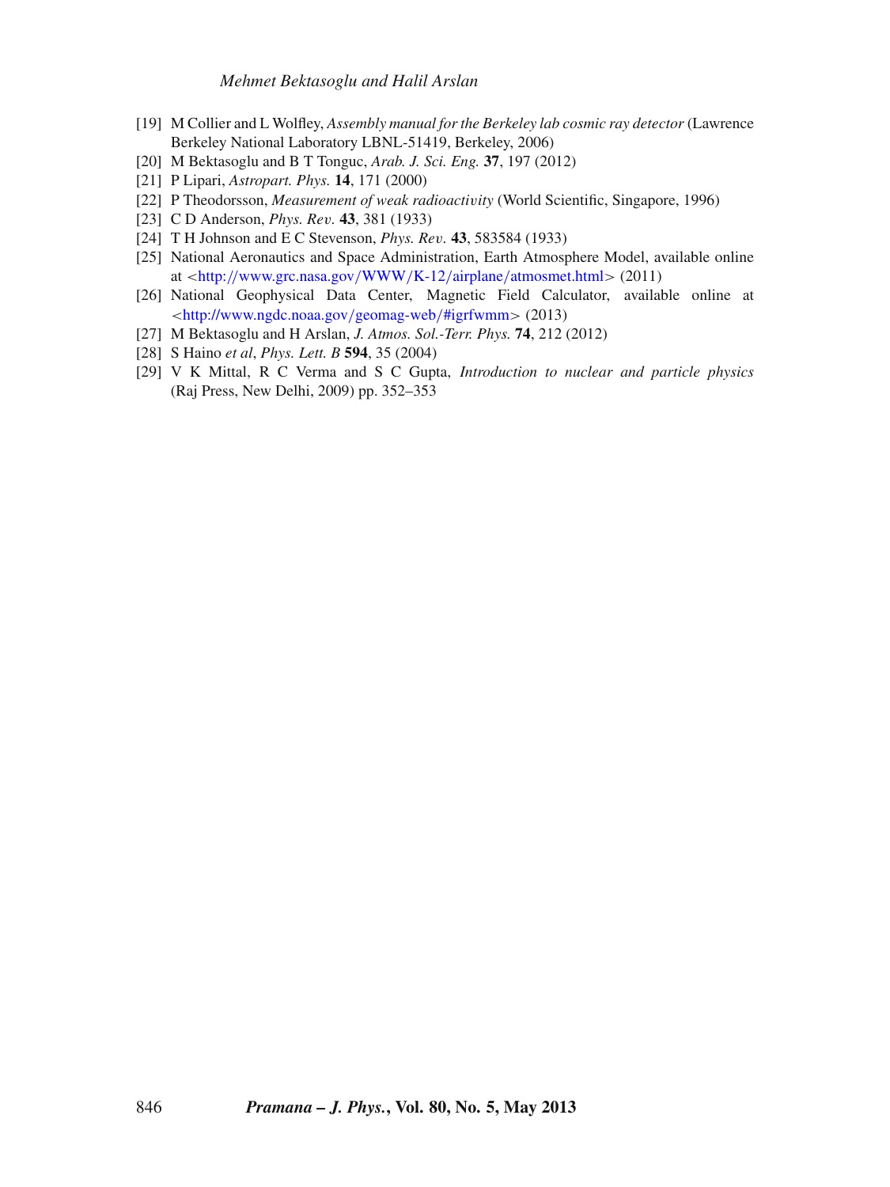[19] M Collier and L Wolfley, *Assembly manual for the Berkeley lab cosmic ray detector* (Lawrence Berkeley National Laboratory LBNL-51419, Berkeley, 2006)

[20] M Bektasoglu and B T Tonguc, *Arab. J. Sci. Eng.* **37**, 197 (2012)

[21] P Lipari, *Astropart. Phys.* **14**, 171 (2000)

[22] P Theodorsson, *Measurement of weak radioactivity* (World Scientific, Singapore, 1996)

[23] C D Anderson, *Phys. Rev.* **43**, 381 (1933)

[24] T H Johnson and E C Stevenson, *Phys. Rev.* **43**, 583584 (1933)

[25] National Aeronautics and Space Administration, Earth Atmosphere Model, available online at <http://www.grc.nasa.gov/WWW/K-12/airplane/atmosmet.html> (2011)

[26] National Geophysical Data Center, Magnetic Field Calculator, available online at <http://www.ngdc.noaa.gov/geomag-web/#igrfwmm> (2013)

[27] M Bektasoglu and H Arslan, *J. Atmos. Sol.-Terr. Phys.* **74**, 212 (2012)

[28] S Haino *et al*, *Phys. Lett. B* **594**, 35 (2004)

[29] V K Mittal, R C Verma and S C Gupta, *Introduction to nuclear and particle physics* (Raj Press, New Delhi, 2009) pp. 352–353